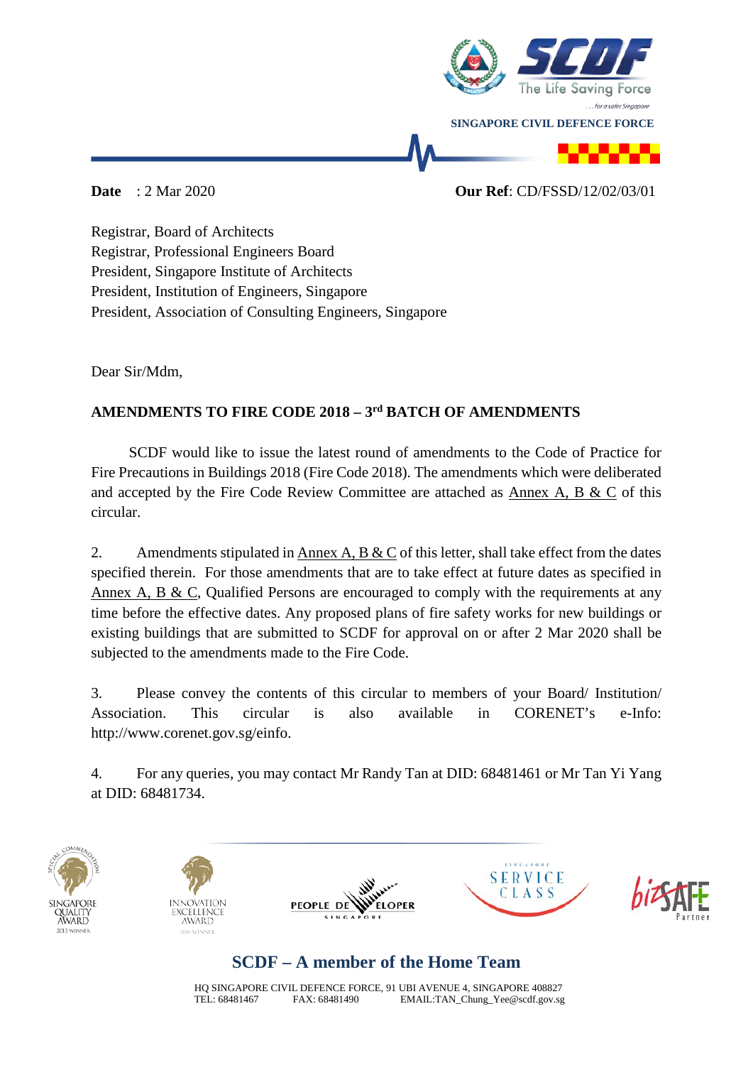SINGAPORE CIVIL DEFENCE FORCE

**Date** : 2 Mar 2020 **Our Ref**: CD/FSSD/12/02/03/01

Registrar, Board of Architects
Registrar, Professional Engineers Board
President, Singapore Institute of Architects
President, Institution of Engineers, Singapore
President, Association of Consulting Engineers, Singapore

Dear Sir/Mdm,

**AMENDMENTS TO FIRE CODE 2018 – 3rd BATCH OF AMENDMENTS**

SCDF would like to issue the latest round of amendments to the Code of Practice for Fire Precautions in Buildings 2018 (Fire Code 2018). The amendments which were deliberated and accepted by the Fire Code Review Committee are attached as Annex A, B & C of this circular.

2. Amendments stipulated in Annex A, B & C of this letter, shall take effect from the dates specified therein. For those amendments that are to take effect at future dates as specified in Annex A, B & C, Qualified Persons are encouraged to comply with the requirements at any time before the effective dates. Any proposed plans of fire safety works for new buildings or existing buildings that are submitted to SCDF for approval on or after 2 Mar 2020 shall be subjected to the amendments made to the Fire Code.

3. Please convey the contents of this circular to members of your Board/ Institution/ Association. This circular is also available in CORENET's e-Info: http://www.corenet.gov.sg/einfo.

4. For any queries, you may contact Mr Randy Tan at DID: 68481461 or Mr Tan Yi Yang at DID: 68481734.

**SCDF – A member of the Home Team**

HQ SINGAPORE CIVIL DEFENCE FORCE, 91 UBI AVENUE 4, SINGAPORE 408827
TEL: 68481467 FAX: 68481490 EMAIL:TAN_Chung_Yee@scdf.gov.sg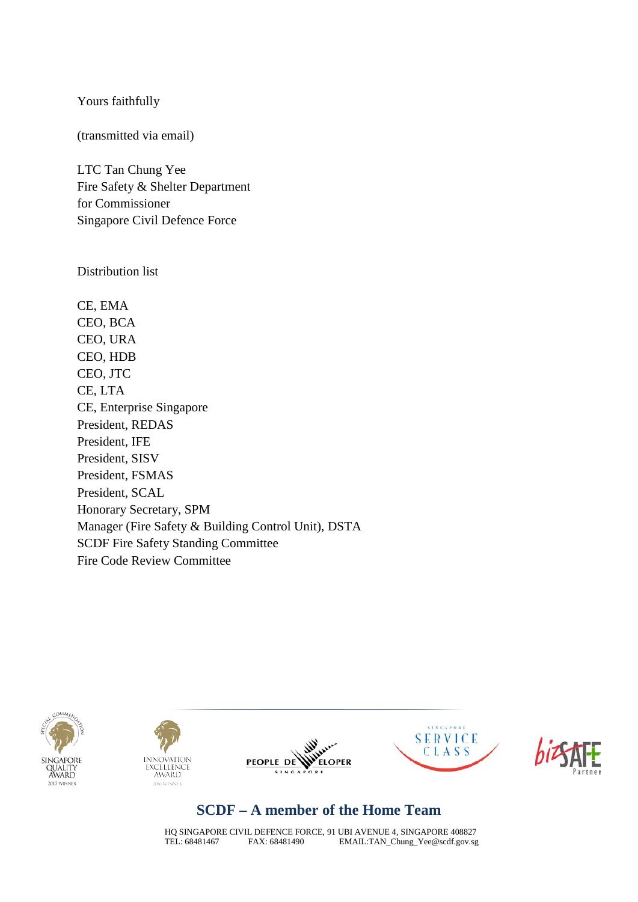Yours faithfully

(transmitted via email)

LTC Tan Chung Yee
Fire Safety & Shelter Department
for Commissioner
Singapore Civil Defence Force

Distribution list

CE, EMA
CEO, BCA
CEO, URA
CEO, HDB
CEO, JTC
CE, LTA
CE, Enterprise Singapore
President, REDAS
President, IFE
President, SISV
President, FSMAS
President, SCAL
Honorary Secretary, SPM
Manager (Fire Safety & Building Control Unit), DSTA
SCDF Fire Safety Standing Committee
Fire Code Review Committee

**SCDF – A member of the Home Team**

HQ SINGAPORE CIVIL DEFENCE FORCE, 91 UBI AVENUE 4, SINGAPORE 408827
TEL: 68481467 FAX: 68481490 EMAIL:TAN_Chung_Yee@scdf.gov.sg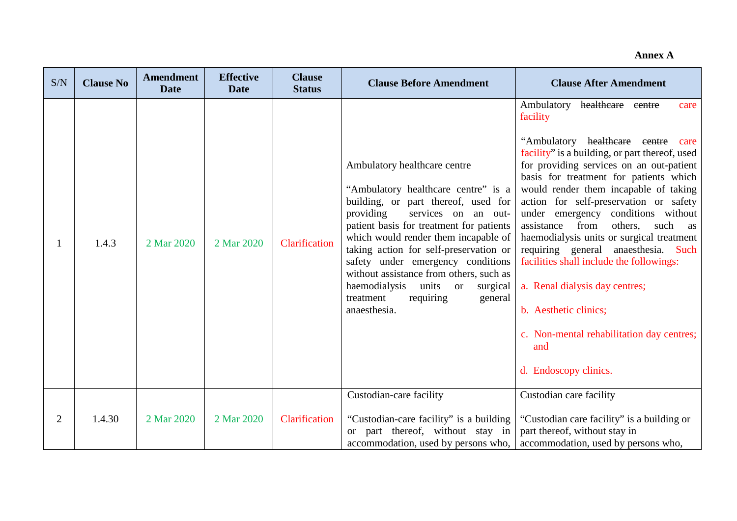**Annex A**

| S/N | Clause No | Amendment Date | Effective Date | Clause Status | Clause Before Amendment | Clause After Amendment |
|---|---|---|---|---|---|---|
| 1 | 1.4.3 | 2 Mar 2020 | 2 Mar 2020 | Clarification | Ambulatory healthcare centre<br><br>"Ambulatory healthcare centre" is a building, or part thereof, used for providing services on an out-patient basis for treatment for patients which would render them incapable of taking action for self-preservation or safety under emergency conditions without assistance from others, such as haemodialysis units or surgical treatment requiring general anaesthesia. | Ambulatory ~~healthcare centre~~ care facility<br><br>"Ambulatory ~~healthcare centre~~ care facility" is a building, or part thereof, used for providing services on an out-patient basis for treatment for patients which would render them incapable of taking action for self-preservation or safety under emergency conditions without assistance from others, such as haemodialysis units or surgical treatment requiring general anaesthesia. Such facilities shall include the followings:<br><br>a. Renal dialysis day centres;<br><br>b. Aesthetic clinics;<br><br>c. Non-mental rehabilitation day centres; and<br><br>d. Endoscopy clinics. |
| 2 | 1.4.30 | 2 Mar 2020 | 2 Mar 2020 | Clarification | Custodian-care facility<br><br>"Custodian-care facility" is a building or part thereof, without stay in accommodation, used by persons who, | Custodian care facility<br><br>"Custodian care facility" is a building or part thereof, without stay in accommodation, used by persons who, |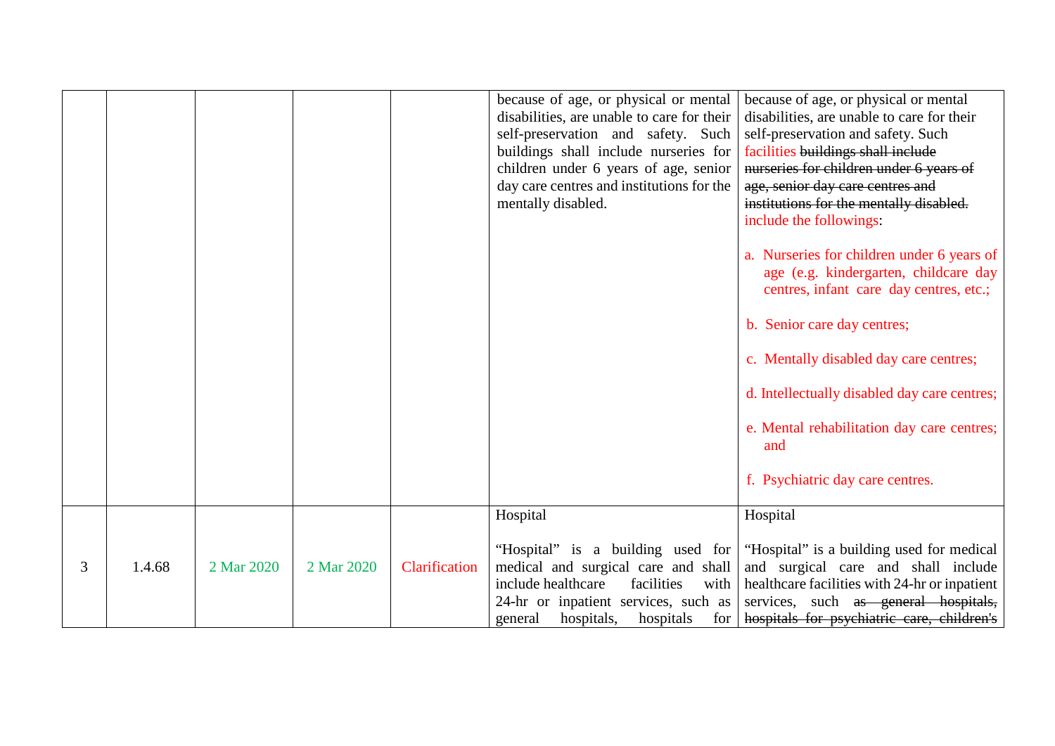| | | | | | | |
|---|---|---|---|---|---|---|
| | | | | | because of age, or physical or mental disabilities, are unable to care for their self-preservation and safety. Such buildings shall include nurseries for children under 6 years of age, senior day care centres and institutions for the mentally disabled. | because of age, or physical or mental disabilities, are unable to care for their self-preservation and safety. Such facilities ~~buildings shall include nurseries for children under 6 years of age, senior day care centres and institutions for the mentally disabled.~~ include the followings:<br><br>a. Nurseries for children under 6 years of age (e.g. kindergarten, childcare day centres, infant care day centres, etc.;<br><br>b. Senior care day centres;<br><br>c. Mentally disabled day care centres;<br><br>d. Intellectually disabled day care centres;<br><br>e. Mental rehabilitation day care centres; and<br><br>f. Psychiatric day care centres. |
| 3 | 1.4.68 | 2 Mar 2020 | 2 Mar 2020 | Clarification | Hospital<br><br>"Hospital" is a building used for medical and surgical care and shall include healthcare facilities with 24-hr or inpatient services, such as general hospitals, hospitals for | Hospital<br><br>"Hospital" is a building used for medical and surgical care and shall include healthcare facilities with 24-hr or inpatient services, such ~~as general hospitals, hospitals for psychiatric care, children's~~ |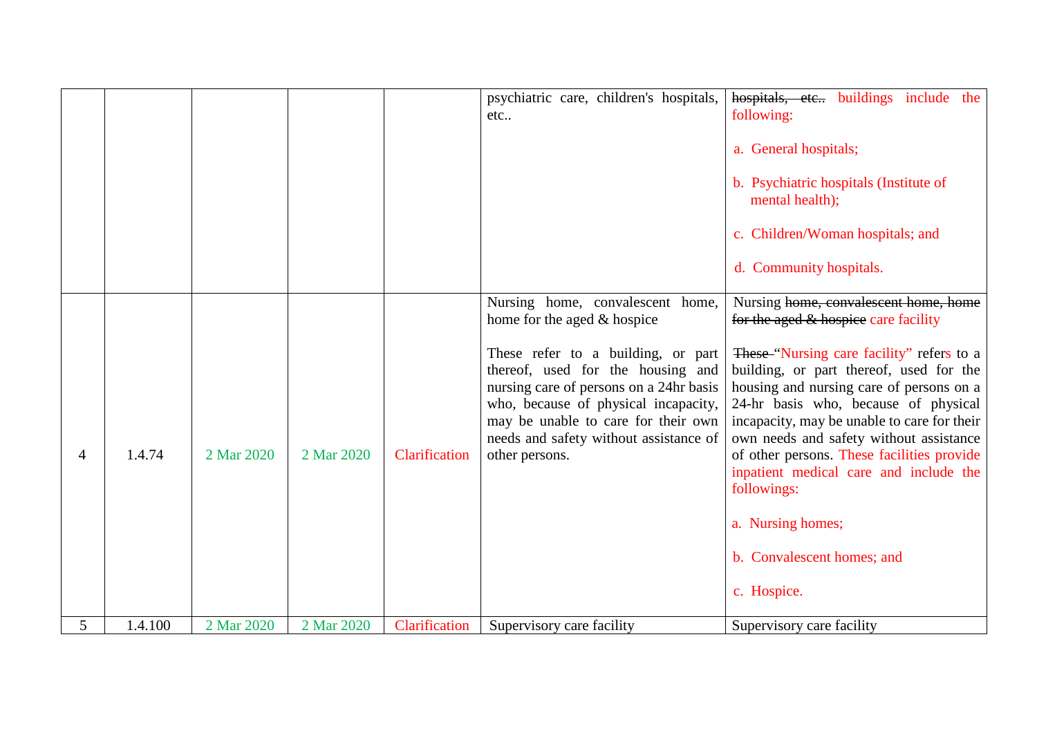| | | | | | psychiatric care, children's hospitals, etc.. | ~~hospitals, etc..~~ buildings include the following:<br><br>a. General hospitals;<br><br>b. Psychiatric hospitals (Institute of mental health);<br><br>c. Children/Woman hospitals; and<br><br>d. Community hospitals. |
|---|---|---|---|---|---|---|
| 4 | 1.4.74 | 2 Mar 2020 | 2 Mar 2020 | Clarification | Nursing home, convalescent home, home for the aged & hospice<br><br>These refer to a building, or part thereof, used for the housing and nursing care of persons on a 24hr basis who, because of physical incapacity, may be unable to care for their own needs and safety without assistance of other persons. | Nursing ~~home, convalescent home, home for the aged & hospice~~ care facility<br><br>~~These~~ "Nursing care facility" refers to a building, or part thereof, used for the housing and nursing care of persons on a 24-hr basis who, because of physical incapacity, may be unable to care for their own needs and safety without assistance of other persons. These facilities provide inpatient medical care and include the followings:<br><br>a. Nursing homes;<br><br>b. Convalescent homes; and<br><br>c. Hospice. |
| 5 | 1.4.100 | 2 Mar 2020 | 2 Mar 2020 | Clarification | Supervisory care facility | Supervisory care facility |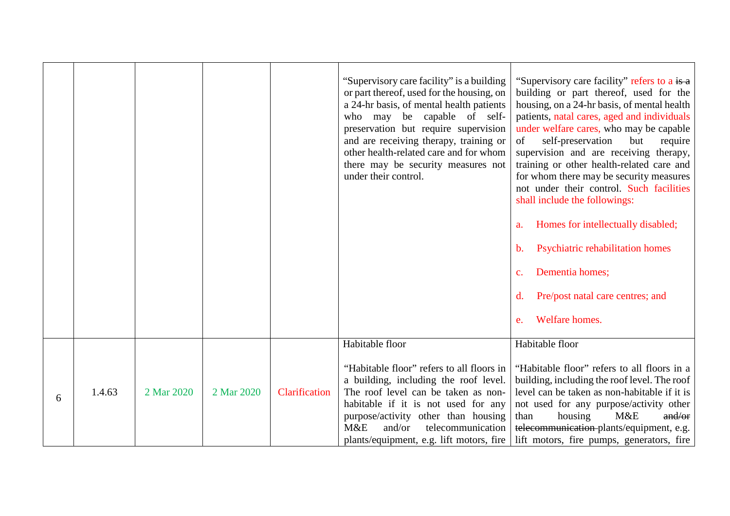| | | | | | | |
|---|---|---|---|---|---|---|
| | | | | | "Supervisory care facility" is a building or part thereof, used for the housing, on a 24-hr basis, of mental health patients who may be capable of self-preservation but require supervision and are receiving therapy, training or other health-related care and for whom there may be security measures not under their control. | "Supervisory care facility" refers to a ~~is a~~ building or part thereof, used for the housing, on a 24-hr basis, of mental health patients, natal cares, aged and individuals under welfare cares, who may be capable of self-preservation but require supervision and are receiving therapy, training or other health-related care and for whom there may be security measures not under their control. Such facilities shall include the followings:<br><br>a. Homes for intellectually disabled;<br><br>b. Psychiatric rehabilitation homes<br><br>c. Dementia homes;<br><br>d. Pre/post natal care centres; and<br><br>e. Welfare homes. |
| 6 | 1.4.63 | 2 Mar 2020 | 2 Mar 2020 | Clarification | Habitable floor<br><br>"Habitable floor" refers to all floors in a building, including the roof level. The roof level can be taken as non-habitable if it is not used for any purpose/activity other than housing M&E and/or telecommunication plants/equipment, e.g. lift motors, fire | Habitable floor<br><br>"Habitable floor" refers to all floors in a building, including the roof level. The roof level can be taken as non-habitable if it is not used for any purpose/activity other than housing M&E ~~and/or telecommunication~~ plants/equipment, e.g. lift motors, fire pumps, generators, fire |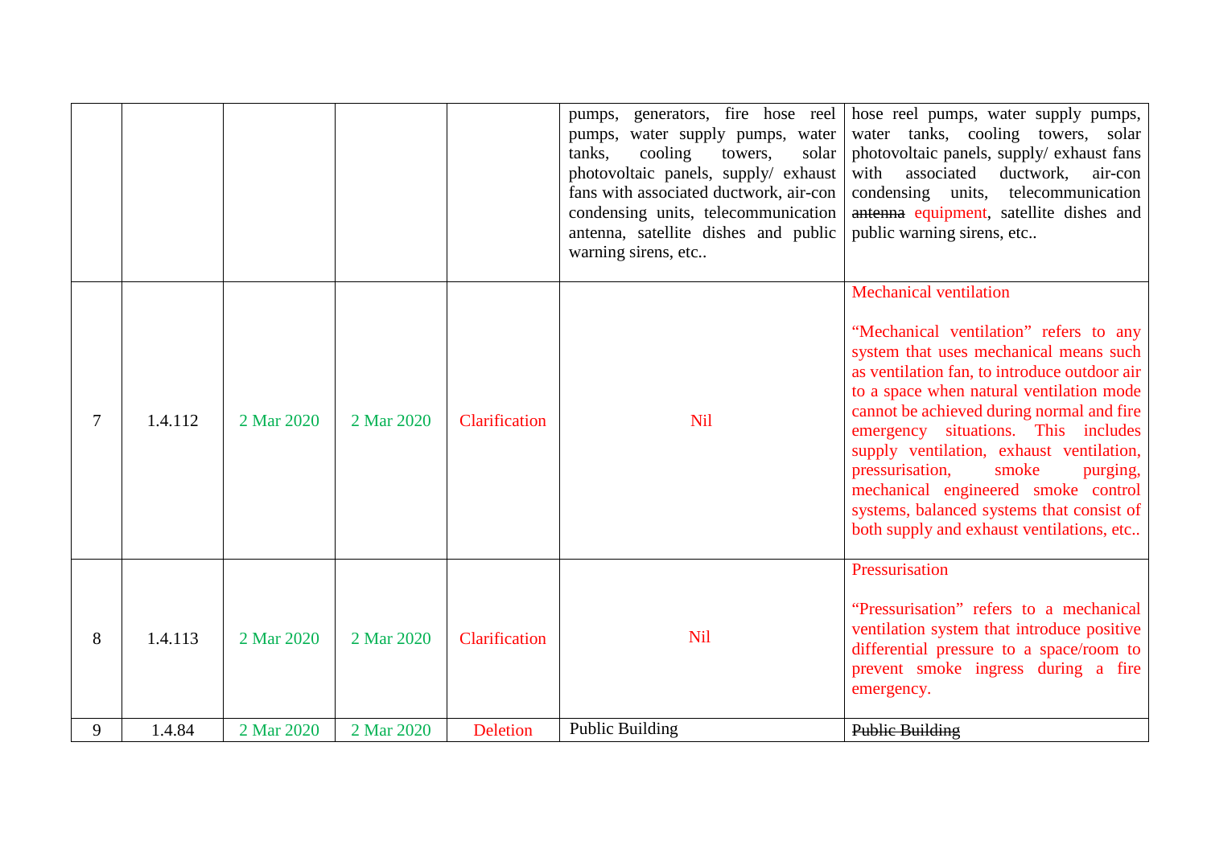| | | | | | | |
|---|---|---|---|---|---|---|
| | | | | | pumps, generators, fire hose reel pumps, water supply pumps, water tanks, cooling towers, solar photovoltaic panels, supply/ exhaust fans with associated ductwork, air-con condensing units, telecommunication antenna, satellite dishes and public warning sirens, etc.. | hose reel pumps, water supply pumps, water tanks, cooling towers, solar photovoltaic panels, supply/ exhaust fans with associated ductwork, air-con condensing units, telecommunication ~~antenna~~ equipment, satellite dishes and public warning sirens, etc.. |
| 7 | 1.4.112 | 2 Mar 2020 | 2 Mar 2020 | Clarification | Nil | Mechanical ventilation<br><br>"Mechanical ventilation" refers to any system that uses mechanical means such as ventilation fan, to introduce outdoor air to a space when natural ventilation mode cannot be achieved during normal and fire emergency situations. This includes supply ventilation, exhaust ventilation, pressurisation, smoke purging, mechanical engineered smoke control systems, balanced systems that consist of both supply and exhaust ventilations, etc.. |
| 8 | 1.4.113 | 2 Mar 2020 | 2 Mar 2020 | Clarification | Nil | Pressurisation<br><br>"Pressurisation" refers to a mechanical ventilation system that introduce positive differential pressure to a space/room to prevent smoke ingress during a fire emergency. |
| 9 | 1.4.84 | 2 Mar 2020 | 2 Mar 2020 | Deletion | Public Building | ~~Public Building~~ |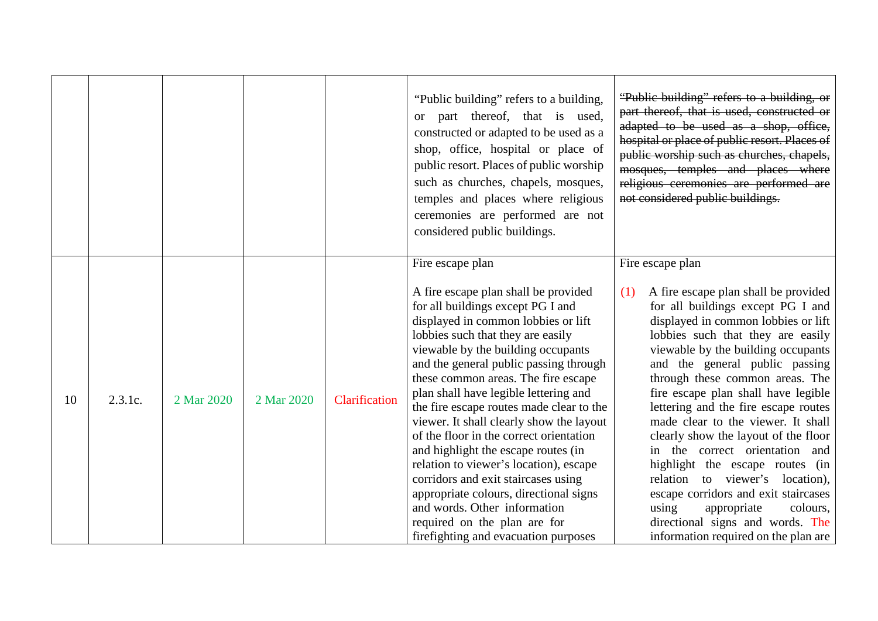| | | | | | | |
|---|---|---|---|---|---|---|
| | | | | | "Public building" refers to a building, or part thereof, that is used, constructed or adapted to be used as a shop, office, hospital or place of public resort. Places of public worship such as churches, chapels, mosques, temples and places where religious ceremonies are performed are not considered public buildings. | ~~"Public building" refers to a building, or part thereof, that is used, constructed or adapted to be used as a shop, office, hospital or place of public resort. Places of public worship such as churches, chapels, mosques, temples and places where religious ceremonies are performed are not considered public buildings.~~ |
| 10 | 2.3.1c. | 2 Mar 2020 | 2 Mar 2020 | Clarification | Fire escape plan<br><br>A fire escape plan shall be provided for all buildings except PG I and displayed in common lobbies or lift lobbies such that they are easily viewable by the building occupants and the general public passing through these common areas. The fire escape plan shall have legible lettering and the fire escape routes made clear to the viewer. It shall clearly show the layout of the floor in the correct orientation and highlight the escape routes (in relation to viewer's location), escape corridors and exit staircases using appropriate colours, directional signs and words. Other information required on the plan are for firefighting and evacuation purposes | Fire escape plan<br><br>(1) A fire escape plan shall be provided for all buildings except PG I and displayed in common lobbies or lift lobbies such that they are easily viewable by the building occupants and the general public passing through these common areas. The fire escape plan shall have legible lettering and the fire escape routes made clear to the viewer. It shall clearly show the layout of the floor in the correct orientation and highlight the escape routes (in relation to viewer's location), escape corridors and exit staircases using appropriate colours, directional signs and words. The information required on the plan are |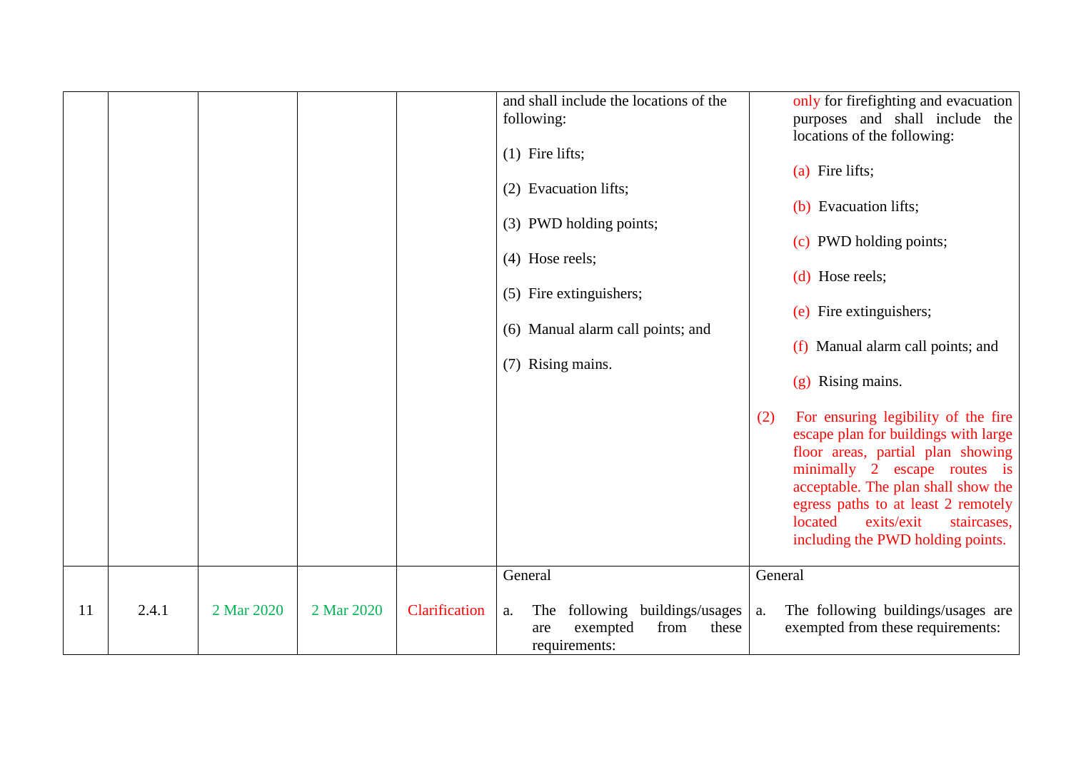| | | | | | and shall include the locations of the following:<br><br>(1) Fire lifts;<br><br>(2) Evacuation lifts;<br><br>(3) PWD holding points;<br><br>(4) Hose reels;<br><br>(5) Fire extinguishers;<br><br>(6) Manual alarm call points; and<br><br>(7) Rising mains. | only for firefighting and evacuation purposes and shall include the locations of the following:<br><br>(a) Fire lifts;<br><br>(b) Evacuation lifts;<br><br>(c) PWD holding points;<br><br>(d) Hose reels;<br><br>(e) Fire extinguishers;<br><br>(f) Manual alarm call points; and<br><br>(g) Rising mains.<br><br>(2) For ensuring legibility of the fire escape plan for buildings with large floor areas, partial plan showing minimally 2 escape routes is acceptable. The plan shall show the egress paths to at least 2 remotely located exits/exit staircases, including the PWD holding points. |
|---|---|---|---|---|---|---|
| 11 | 2.4.1 | 2 Mar 2020 | 2 Mar 2020 | Clarification | General<br><br>a. The following buildings/usages are exempted from these requirements: | General<br><br>a. The following buildings/usages are exempted from these requirements: |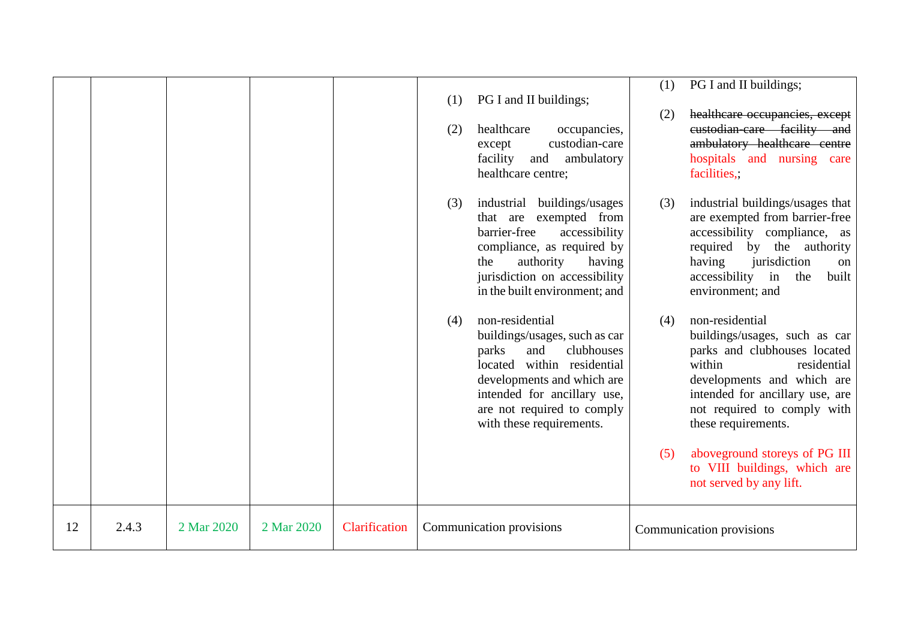| | | | | | | |
|---|---|---|---|---|---|---|
| | | | | | (1) PG I and II buildings;<br><br>(2) healthcare occupancies, except custodian-care facility and ambulatory healthcare centre;<br><br>(3) industrial buildings/usages that are exempted from barrier-free accessibility compliance, as required by the authority having jurisdiction on accessibility in the built environment; and<br><br>(4) non-residential buildings/usages, such as car parks and clubhouses located within residential developments and which are intended for ancillary use, are not required to comply with these requirements. | (1) PG I and II buildings;<br><br>(2) ~~healthcare occupancies, except custodian-care facility and ambulatory healthcare centre~~ hospitals and nursing care facilities,;<br><br>(3) industrial buildings/usages that are exempted from barrier-free accessibility compliance, as required by the authority having jurisdiction on accessibility in the built environment; and<br><br>(4) non-residential buildings/usages, such as car parks and clubhouses located within residential developments and which are intended for ancillary use, are not required to comply with these requirements.<br><br>(5) aboveground storeys of PG III to VIII buildings, which are not served by any lift. |
| 12 | 2.4.3 | 2 Mar 2020 | 2 Mar 2020 | Clarification | Communication provisions | Communication provisions |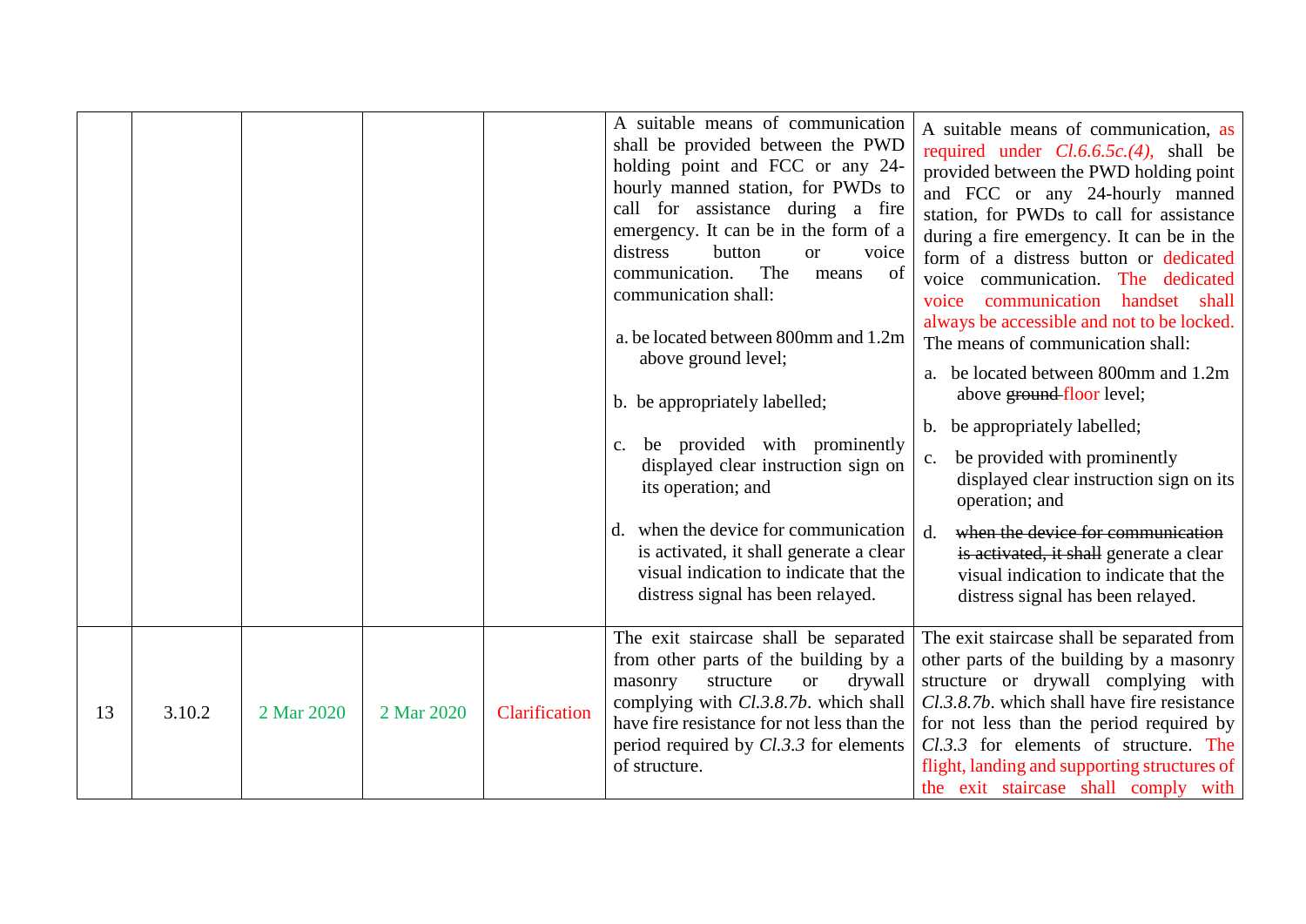| | | | | | | |
|---|---|---|---|---|---|---|
| | | | | | A suitable means of communication shall be provided between the PWD holding point and FCC or any 24-hourly manned station, for PWDs to call for assistance during a fire emergency. It can be in the form of a distress button or voice communication. The means of communication shall:<br><br>a. be located between 800mm and 1.2m above ground level;<br><br>b. be appropriately labelled;<br><br>c. be provided with prominently displayed clear instruction sign on its operation; and<br><br>d. when the device for communication is activated, it shall generate a clear visual indication to indicate that the distress signal has been relayed. | A suitable means of communication, as required under *Cl.6.6.5c.(4)*, shall be provided between the PWD holding point and FCC or any 24-hourly manned station, for PWDs to call for assistance during a fire emergency. It can be in the form of a distress button or dedicated voice communication. The dedicated voice communication handset shall always be accessible and not to be locked. The means of communication shall:<br><br>a. be located between 800mm and 1.2m above ~~ground~~ floor level;<br><br>b. be appropriately labelled;<br><br>c. be provided with prominently displayed clear instruction sign on its operation; and<br><br>d. ~~when the device for communication is activated, it shall~~ generate a clear visual indication to indicate that the distress signal has been relayed. |
| 13 | 3.10.2 | 2 Mar 2020 | 2 Mar 2020 | Clarification | The exit staircase shall be separated from other parts of the building by a masonry structure or drywall complying with *Cl.3.8.7b*. which shall have fire resistance for not less than the period required by *Cl.3.3* for elements of structure. | The exit staircase shall be separated from other parts of the building by a masonry structure or drywall complying with *Cl.3.8.7b*. which shall have fire resistance for not less than the period required by *Cl.3.3* for elements of structure. The flight, landing and supporting structures of the exit staircase shall comply with |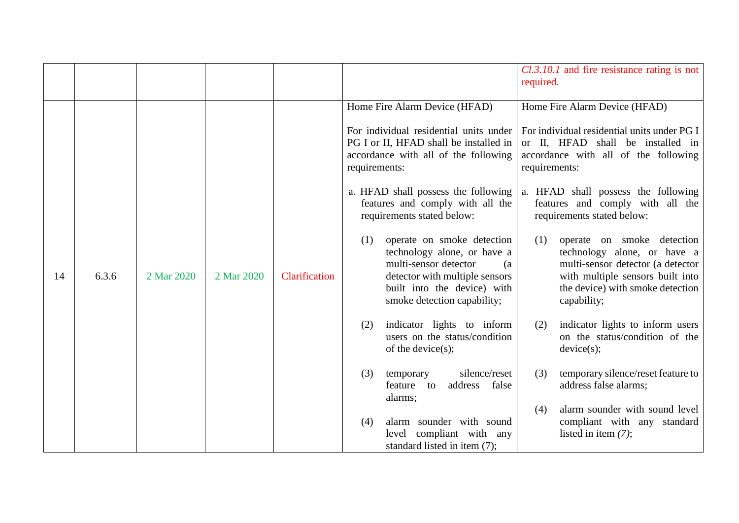|  |  |  |  |  |  | *Cl.3.10.1* and fire resistance rating is not required. |
|---|---|---|---|---|---|---|
| 14 | 6.3.6 | 2 Mar 2020 | 2 Mar 2020 | Clarification | Home Fire Alarm Device (HFAD)<br><br>For individual residential units under PG I or II, HFAD shall be installed in accordance with all of the following requirements:<br><br>a. HFAD shall possess the following features and comply with all the requirements stated below:<br><br>(1) operate on smoke detection technology alone, or have a multi-sensor detector (a detector with multiple sensors built into the device) with smoke detection capability;<br><br>(2) indicator lights to inform users on the status/condition of the device(s);<br><br>(3) temporary silence/reset feature to address false alarms;<br><br>(4) alarm sounder with sound level compliant with any standard listed in item (7); | Home Fire Alarm Device (HFAD)<br><br>For individual residential units under PG I or II, HFAD shall be installed in accordance with all of the following requirements:<br><br>a. HFAD shall possess the following features and comply with all the requirements stated below:<br><br>(1) operate on smoke detection technology alone, or have a multi-sensor detector (a detector with multiple sensors built into the device) with smoke detection capability;<br><br>(2) indicator lights to inform users on the status/condition of the device(s);<br><br>(3) temporary silence/reset feature to address false alarms;<br><br>(4) alarm sounder with sound level compliant with any standard listed in item *(7)*; |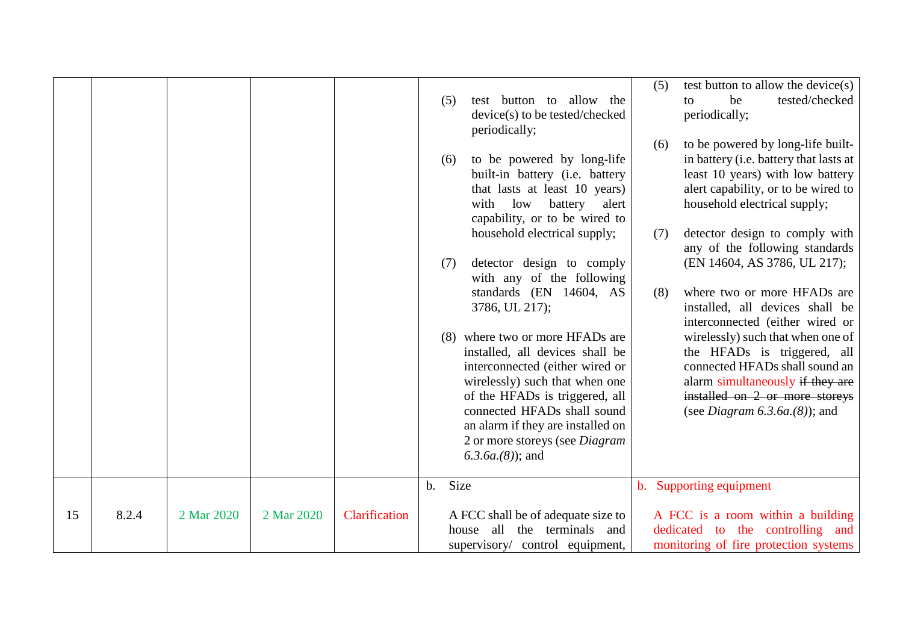| | | | | | | |
|---|---|---|---|---|---|---|
| | | | | | (5) test button to allow the device(s) to be tested/checked periodically;<br><br>(6) to be powered by long-life built-in battery (i.e. battery that lasts at least 10 years) with low battery alert capability, or to be wired to household electrical supply;<br><br>(7) detector design to comply with any of the following standards (EN 14604, AS 3786, UL 217);<br><br>(8) where two or more HFADs are installed, all devices shall be interconnected (either wired or wirelessly) such that when one of the HFADs is triggered, all connected HFADs shall sound an alarm if they are installed on 2 or more storeys (see *Diagram 6.3.6a.(8)*); and | (5) test button to allow the device(s) to be tested/checked periodically;<br><br>(6) to be powered by long-life built-in battery (i.e. battery that lasts at least 10 years) with low battery alert capability, or to be wired to household electrical supply;<br><br>(7) detector design to comply with any of the following standards (EN 14604, AS 3786, UL 217);<br><br>(8) where two or more HFADs are installed, all devices shall be interconnected (either wired or wirelessly) such that when one of the HFADs is triggered, all connected HFADs shall sound an alarm simultaneously ~~if they are installed on 2 or more storeys~~ (see *Diagram 6.3.6a.(8)*); and |
| 15 | 8.2.4 | 2 Mar 2020 | 2 Mar 2020 | Clarification | b. Size<br><br>A FCC shall be of adequate size to house all the terminals and supervisory/ control equipment, | b. Supporting equipment<br><br>A FCC is a room within a building dedicated to the controlling and monitoring of fire protection systems |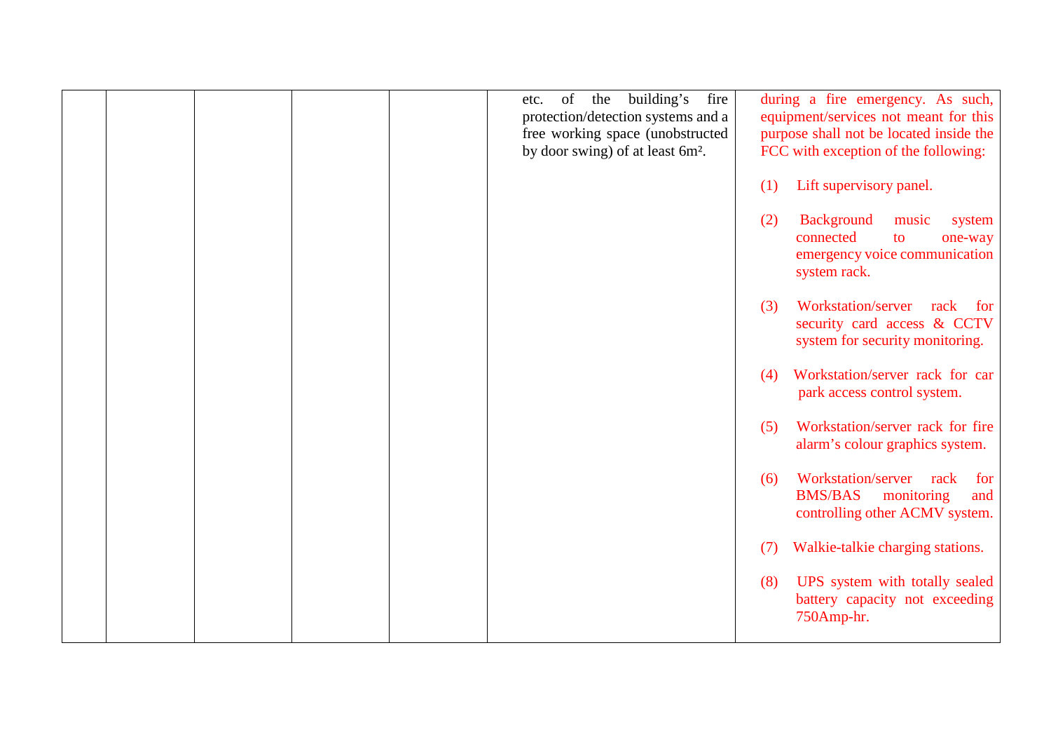|  |  |  |  |  | etc. of the building's fire protection/detection systems and a free working space (unobstructed by door swing) of at least 6m². | during a fire emergency. As such, equipment/services not meant for this purpose shall not be located inside the FCC with exception of the following:<br><br>(1) Lift supervisory panel.<br><br>(2) Background music system connected to one-way emergency voice communication system rack.<br><br>(3) Workstation/server rack for security card access & CCTV system for security monitoring.<br><br>(4) Workstation/server rack for car park access control system.<br><br>(5) Workstation/server rack for fire alarm's colour graphics system.<br><br>(6) Workstation/server rack for BMS/BAS monitoring and controlling other ACMV system.<br><br>(7) Walkie-talkie charging stations.<br><br>(8) UPS system with totally sealed battery capacity not exceeding 750Amp-hr. |
|---|---|---|---|---|---|---|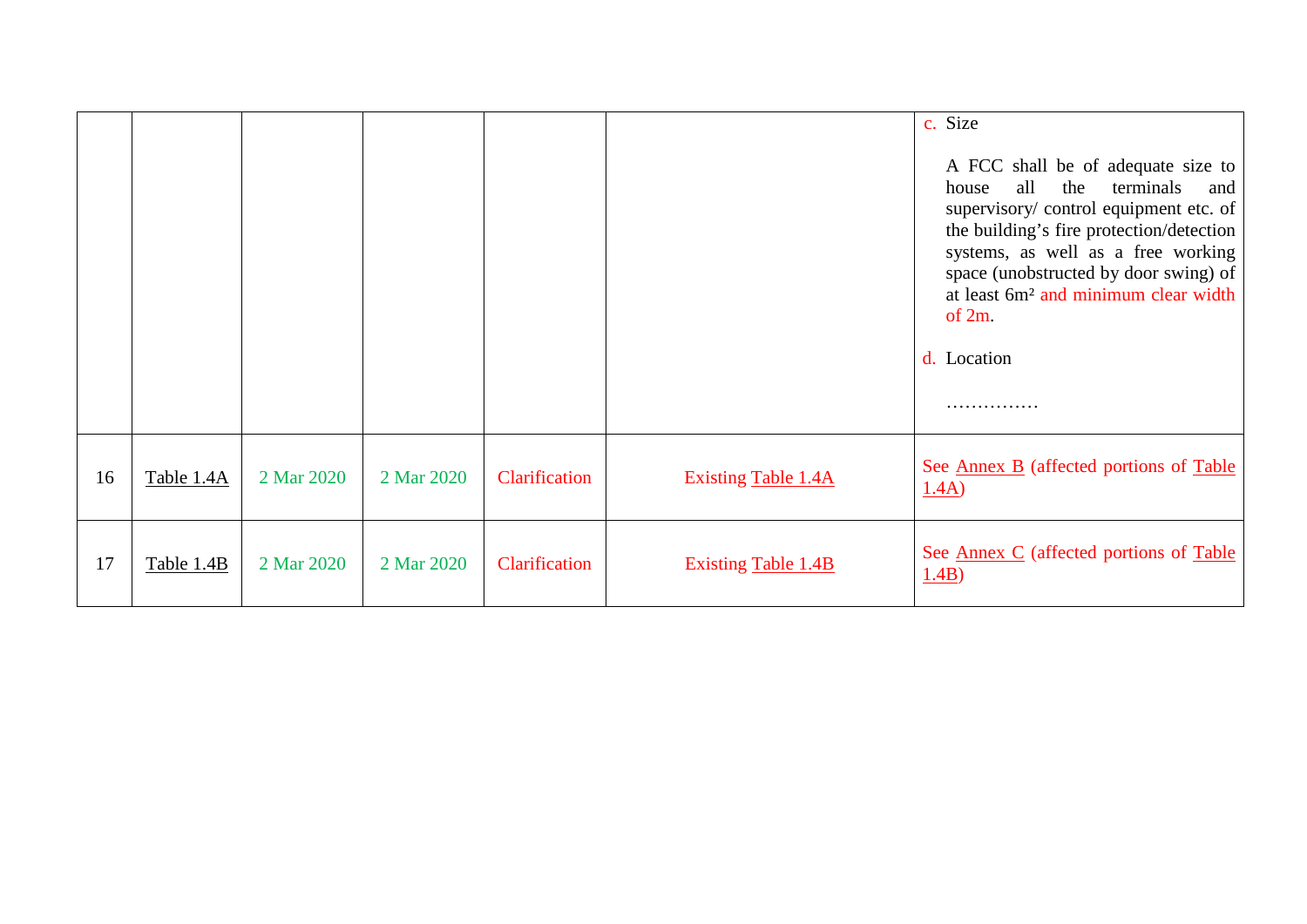| | | | | | | |
|---|---|---|---|---|---|---|
| | | | | | | c. Size<br><br>A FCC shall be of adequate size to house all the terminals and supervisory/ control equipment etc. of the building's fire protection/detection systems, as well as a free working space (unobstructed by door swing) of at least 6m² and minimum clear width of 2m.<br><br>d. Location<br><br>…………… |
| 16 | Table 1.4A | 2 Mar 2020 | 2 Mar 2020 | Clarification | Existing Table 1.4A | See Annex B (affected portions of Table 1.4A) |
| 17 | Table 1.4B | 2 Mar 2020 | 2 Mar 2020 | Clarification | Existing Table 1.4B | See Annex C (affected portions of Table 1.4B) |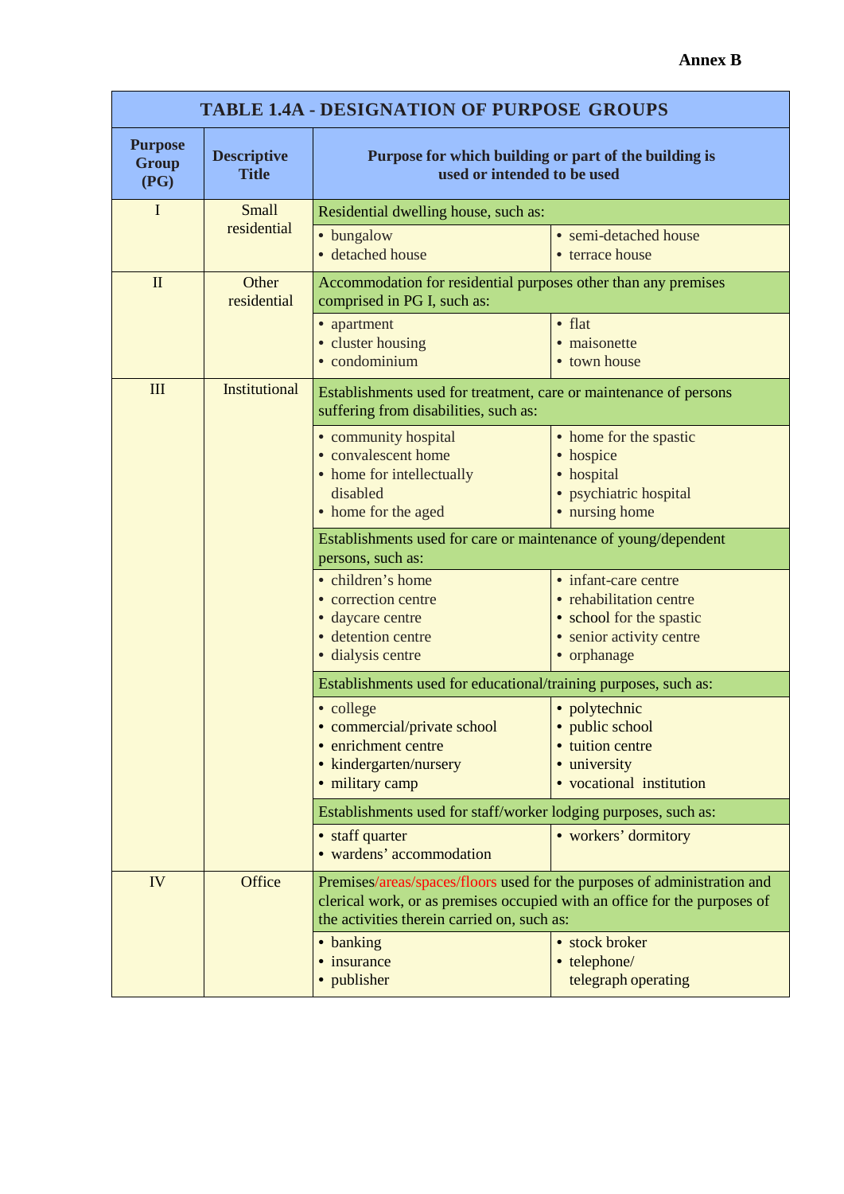**Annex B**

| TABLE 1.4A - DESIGNATION OF PURPOSE GROUPS | | | |
|---|---|---|---|
| **Purpose Group (PG)** | **Descriptive Title** | **Purpose for which building or part of the building is used or intended to be used** | |
| I | Small residential | Residential dwelling house, such as: | |
| | | • bungalow<br>• detached house | • semi-detached house<br>• terrace house |
| II | Other residential | Accommodation for residential purposes other than any premises comprised in PG I, such as: | |
| | | • apartment<br>• cluster housing<br>• condominium | • flat<br>• maisonette<br>• town house |
| III | Institutional | Establishments used for treatment, care or maintenance of persons suffering from disabilities, such as: | |
| | | • community hospital<br>• convalescent home<br>• home for intellectually disabled<br>• home for the aged | • home for the spastic<br>• hospice<br>• hospital<br>• psychiatric hospital<br>• nursing home |
| | | Establishments used for care or maintenance of young/dependent persons, such as: | |
| | | • children's home<br>• correction centre<br>• daycare centre<br>• detention centre<br>• dialysis centre | • infant-care centre<br>• rehabilitation centre<br>• school for the spastic<br>• senior activity centre<br>• orphanage |
| | | Establishments used for educational/training purposes, such as: | |
| | | • college<br>• commercial/private school<br>• enrichment centre<br>• kindergarten/nursery<br>• military camp | • polytechnic<br>• public school<br>• tuition centre<br>• university<br>• vocational institution |
| | | Establishments used for staff/worker lodging purposes, such as: | |
| | | • staff quarter<br>• wardens' accommodation | • workers' dormitory |
| IV | Office | Premises/areas/spaces/floors used for the purposes of administration and clerical work, or as premises occupied with an office for the purposes of the activities therein carried on, such as: | |
| | | • banking<br>• insurance<br>• publisher | • stock broker<br>• telephone/ telegraph operating |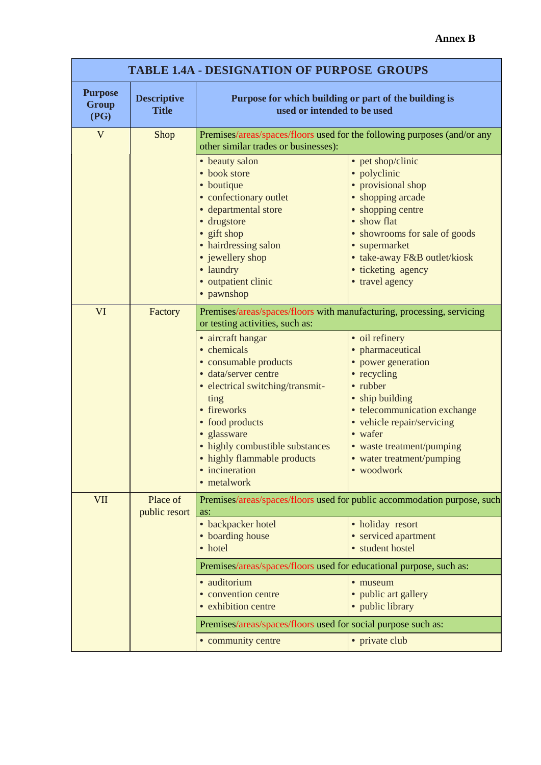**Annex B**

**TABLE 1.4A - DESIGNATION OF PURPOSE GROUPS**

| Purpose Group (PG) | Descriptive Title | Purpose for which building or part of the building is used or intended to be used | |
|---|---|---|---|
| V | Shop | Premises/areas/spaces/floors used for the following purposes (and/or any other similar trades or businesses): | |
| | | • beauty salon<br>• book store<br>• boutique<br>• confectionary outlet<br>• departmental store<br>• drugstore<br>• gift shop<br>• hairdressing salon<br>• jewellery shop<br>• laundry<br>• outpatient clinic<br>• pawnshop | • pet shop/clinic<br>• polyclinic<br>• provisional shop<br>• shopping arcade<br>• shopping centre<br>• show flat<br>• showrooms for sale of goods<br>• supermarket<br>• take-away F&B outlet/kiosk<br>• ticketing agency<br>• travel agency |
| VI | Factory | Premises/areas/spaces/floors with manufacturing, processing, servicing or testing activities, such as: | |
| | | • aircraft hangar<br>• chemicals<br>• consumable products<br>• data/server centre<br>• electrical switching/transmitting<br>• fireworks<br>• food products<br>• glassware<br>• highly combustible substances<br>• highly flammable products<br>• incineration<br>• metalwork | • oil refinery<br>• pharmaceutical<br>• power generation<br>• recycling<br>• rubber<br>• ship building<br>• telecommunication exchange<br>• vehicle repair/servicing<br>• wafer<br>• waste treatment/pumping<br>• water treatment/pumping<br>• woodwork |
| VII | Place of public resort | Premises/areas/spaces/floors used for public accommodation purpose, such as: | |
| | | • backpacker hotel<br>• boarding house<br>• hotel | • holiday resort<br>• serviced apartment<br>• student hostel |
| | | Premises/areas/spaces/floors used for educational purpose, such as: | |
| | | • auditorium<br>• convention centre<br>• exhibition centre | • museum<br>• public art gallery<br>• public library |
| | | Premises/areas/spaces/floors used for social purpose such as: | |
| | | • community centre | • private club |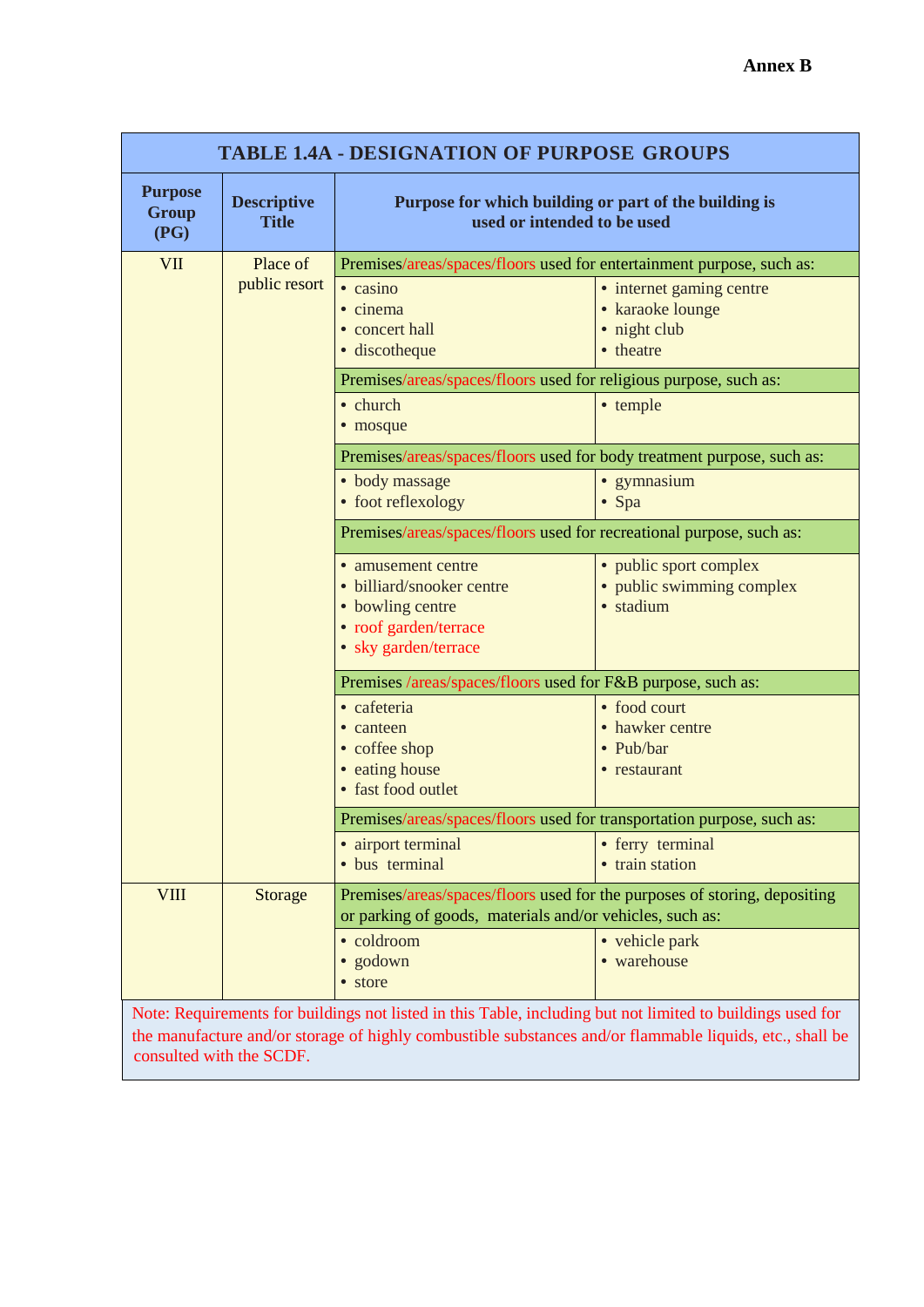**Annex B**

| TABLE 1.4A - DESIGNATION OF PURPOSE GROUPS | | | |
|---|---|---|---|
| **Purpose Group (PG)** | **Descriptive Title** | **Purpose for which building or part of the building is used or intended to be used** | |
| VII | Place of public resort | Premises/areas/spaces/floors used for entertainment purpose, such as: | |
| | | • casino<br>• cinema<br>• concert hall<br>• discotheque | • internet gaming centre<br>• karaoke lounge<br>• night club<br>• theatre |
| | | Premises/areas/spaces/floors used for religious purpose, such as: | |
| | | • church<br>• mosque | • temple |
| | | Premises/areas/spaces/floors used for body treatment purpose, such as: | |
| | | • body massage<br>• foot reflexology | • gymnasium<br>• Spa |
| | | Premises/areas/spaces/floors used for recreational purpose, such as: | |
| | | • amusement centre<br>• billiard/snooker centre<br>• bowling centre<br>• roof garden/terrace<br>• sky garden/terrace | • public sport complex<br>• public swimming complex<br>• stadium |
| | | Premises /areas/spaces/floors used for F&B purpose, such as: | |
| | | • cafeteria<br>• canteen<br>• coffee shop<br>• eating house<br>• fast food outlet | • food court<br>• hawker centre<br>• Pub/bar<br>• restaurant |
| | | Premises/areas/spaces/floors used for transportation purpose, such as: | |
| | | • airport terminal<br>• bus terminal | • ferry terminal<br>• train station |
| VIII | Storage | Premises/areas/spaces/floors used for the purposes of storing, depositing or parking of goods, materials and/or vehicles, such as: | |
| | | • coldroom<br>• godown<br>• store | • vehicle park<br>• warehouse |

Note: Requirements for buildings not listed in this Table, including but not limited to buildings used for the manufacture and/or storage of highly combustible substances and/or flammable liquids, etc., shall be consulted with the SCDF.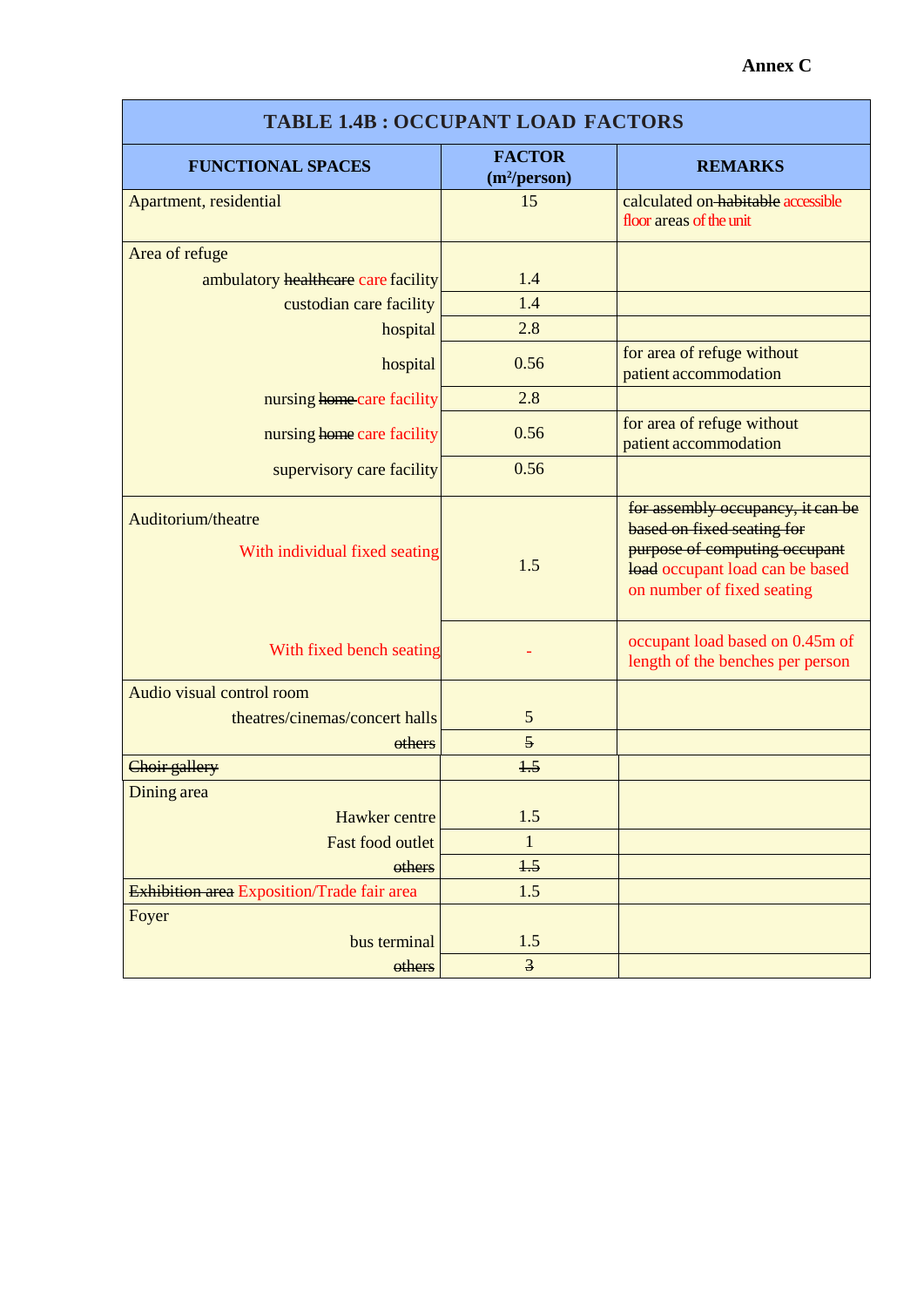**Annex C**

| TABLE 1.4B : OCCUPANT LOAD FACTORS | | |
|---|---|---|
| **FUNCTIONAL SPACES** | **FACTOR ($m^2$/person)** | **REMARKS** |
| Apartment, residential | 15 | calculated on ~~habitable~~ accessible floor areas of the unit |
| Area of refuge | | |
| ambulatory ~~healthcare~~ care facility | 1.4 | |
| custodian care facility | 1.4 | |
| hospital | 2.8 | |
| hospital | 0.56 | for area of refuge without patient accommodation |
| nursing ~~home~~ care facility | 2.8 | |
| nursing ~~home~~ care facility | 0.56 | for area of refuge without patient accommodation |
| supervisory care facility | 0.56 | |
| Auditorium/theatre<br>With individual fixed seating | 1.5 | ~~for assembly occupancy, it can be based on fixed seating for purpose of computing occupant load~~ occupant load can be based on number of fixed seating |
| With fixed bench seating | - | occupant load based on 0.45m of length of the benches per person |
| Audio visual control room | | |
| theatres/cinemas/concert halls | 5 | |
| ~~others~~ | ~~5~~ | |
| ~~Choir gallery~~ | ~~1.5~~ | |
| Dining area | | |
| Hawker centre | 1.5 | |
| Fast food outlet | 1 | |
| ~~others~~ | ~~1.5~~ | |
| ~~Exhibition area~~ Exposition/Trade fair area | 1.5 | |
| Foyer | | |
| bus terminal | 1.5 | |
| ~~others~~ | ~~3~~ | |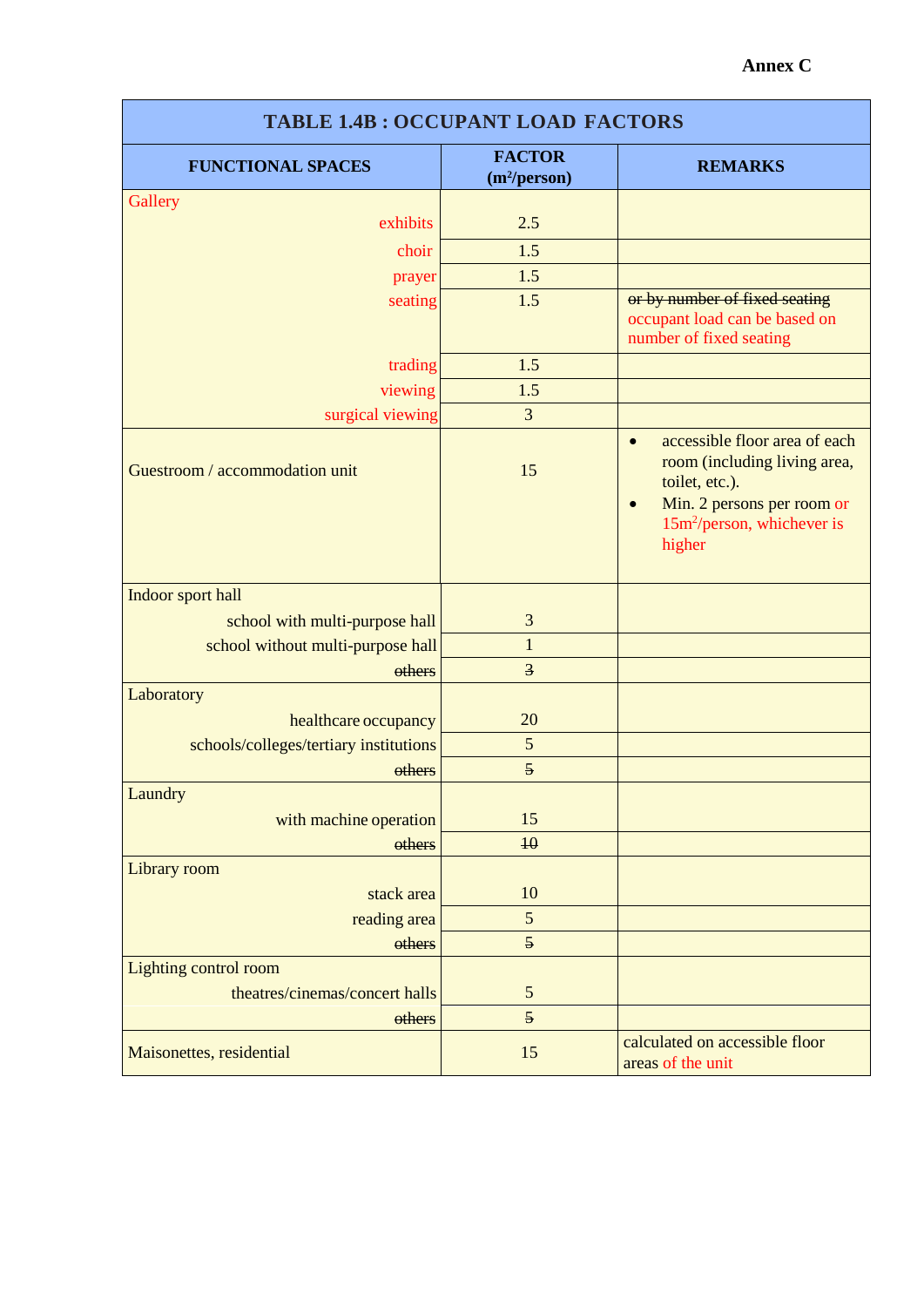**Annex C**

| TABLE 1.4B : OCCUPANT LOAD FACTORS | | |
|---|---|---|
| **FUNCTIONAL SPACES** | **FACTOR ($m^2$/person)** | **REMARKS** |
| Gallery | | |
| exhibits | 2.5 | |
| choir | 1.5 | |
| prayer | 1.5 | |
| seating | 1.5 | ~~or by number of fixed seating~~ occupant load can be based on number of fixed seating |
| trading | 1.5 | |
| viewing | 1.5 | |
| surgical viewing | 3 | |
| Guestroom / accommodation unit | 15 | • accessible floor area of each room (including living area, toilet, etc.). • Min. 2 persons per room or $15m^2$/person, whichever is higher |
| Indoor sport hall | | |
| school with multi-purpose hall | 3 | |
| school without multi-purpose hall | 1 | |
| ~~others~~ | ~~3~~ | |
| Laboratory | | |
| healthcare occupancy | 20 | |
| schools/colleges/tertiary institutions | 5 | |
| ~~others~~ | ~~5~~ | |
| Laundry | | |
| with machine operation | 15 | |
| ~~others~~ | ~~10~~ | |
| Library room | | |
| stack area | 10 | |
| reading area | 5 | |
| ~~others~~ | ~~5~~ | |
| Lighting control room | | |
| theatres/cinemas/concert halls | 5 | |
| ~~others~~ | ~~5~~ | |
| Maisonettes, residential | 15 | calculated on accessible floor areas of the unit |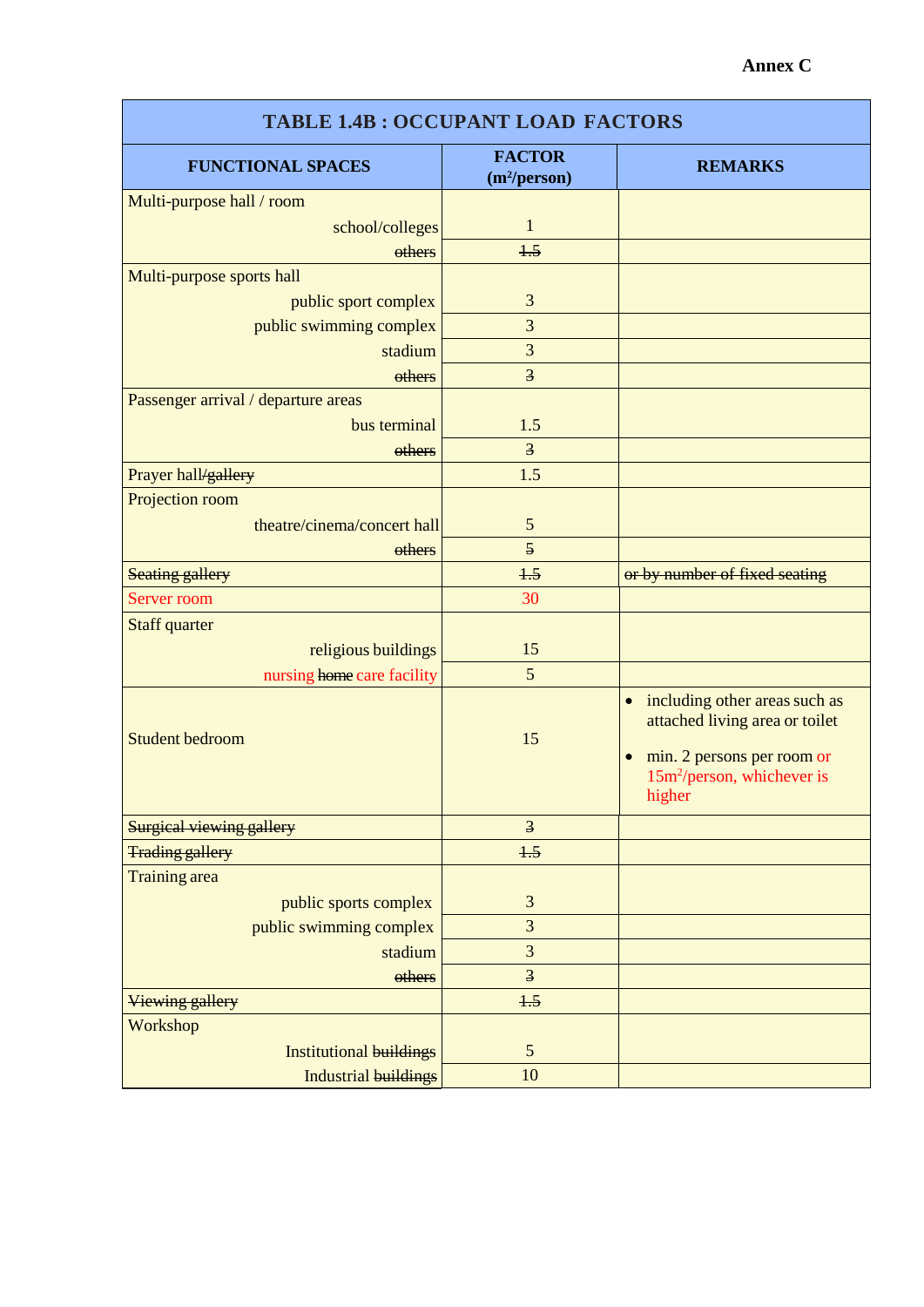**Annex C**

| TABLE 1.4B : OCCUPANT LOAD FACTORS | | |
|---|---|---|
| **FUNCTIONAL SPACES** | **FACTOR ($m^2$/person)** | **REMARKS** |
| Multi-purpose hall / room | | |
| school/colleges | 1 | |
| ~~others~~ | ~~1.5~~ | |
| Multi-purpose sports hall | | |
| public sport complex | 3 | |
| public swimming complex | 3 | |
| stadium | 3 | |
| ~~others~~ | ~~3~~ | |
| Passenger arrival / departure areas | | |
| bus terminal | 1.5 | |
| ~~others~~ | ~~3~~ | |
| Prayer hall~~/gallery~~ | 1.5 | |
| Projection room | | |
| theatre/cinema/concert hall | 5 | |
| ~~others~~ | ~~5~~ | |
| ~~Seating gallery~~ | ~~1.5~~ | ~~or by number of fixed seating~~ |
| Server room | 30 | |
| Staff quarter | | |
| religious buildings | 15 | |
| nursing ~~home~~ care facility | 5 | |
| Student bedroom | 15 | • including other areas such as attached living area or toilet<br>• min. 2 persons per room or 15$m^2$/person, whichever is higher |
| ~~Surgical viewing gallery~~ | ~~3~~ | |
| ~~Trading gallery~~ | ~~1.5~~ | |
| Training area | | |
| public sports complex | 3 | |
| public swimming complex | 3 | |
| stadium | 3 | |
| ~~others~~ | ~~3~~ | |
| ~~Viewing gallery~~ | ~~1.5~~ | |
| Workshop | | |
| Institutional ~~buildings~~ | 5 | |
| Industrial ~~buildings~~ | 10 | |